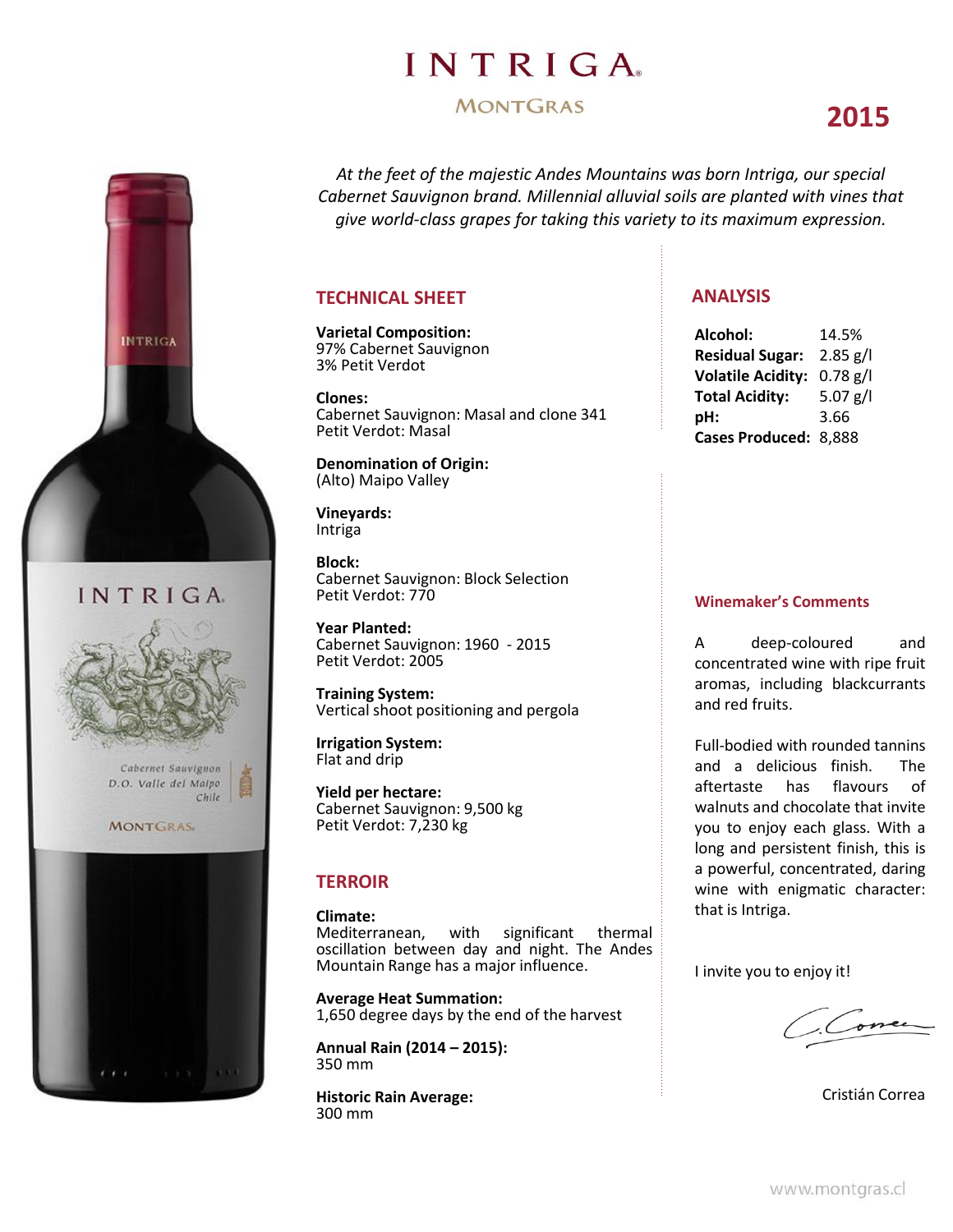# INTRIGA

## MONTGRAS

## 2015

*At the feet of the majestic Andes Mountains was born Intriga, our special Cabernet Sauvignon brand. Millennial alluvial soils are planted with vines that give world-class grapes for taking this variety to its maximum expression.*

## TECHNICAL SHEET

**Varietal Composition:**
97% Cabernet Sauvignon
3% Petit Verdot

**Clones:**
Cabernet Sauvignon: Masal and clone 341
Petit Verdot: Masal

**Denomination of Origin:**
(Alto) Maipo Valley

**Vineyards:**
Intriga

**Block:**
Cabernet Sauvignon: Block Selection
Petit Verdot: 770

**Year Planted:**
Cabernet Sauvignon: 1960 - 2015
Petit Verdot: 2005

**Training System:**
Vertical shoot positioning and pergola

**Irrigation System:**
Flat and drip

**Yield per hectare:**
Cabernet Sauvignon: 9,500 kg
Petit Verdot: 7,230 kg

## TERROIR

**Climate:**
Mediterranean, with significant thermal oscillation between day and night. The Andes Mountain Range has a major influence.

**Average Heat Summation:**
1,650 degree days by the end of the harvest

**Annual Rain (2014 – 2015):**
350 mm

**Historic Rain Average:**
300 mm

## ANALYSIS

| | |
|---|---|
| **Alcohol:** | 14.5% |
| **Residual Sugar:** | 2.85 g/l |
| **Volatile Acidity:** | 0.78 g/l |
| **Total Acidity:** | 5.07 g/l |
| **pH:** | 3.66 |
| **Cases Produced:** | 8,888 |

### Winemaker's Comments

A deep-coloured and concentrated wine with ripe fruit aromas, including blackcurrants and red fruits.

Full-bodied with rounded tannins and a delicious finish. The aftertaste has flavours of walnuts and chocolate that invite you to enjoy each glass. With a long and persistent finish, this is a powerful, concentrated, daring wine with enigmatic character: that is Intriga.

I invite you to enjoy it!

Cristián Correa

www.montgras.cl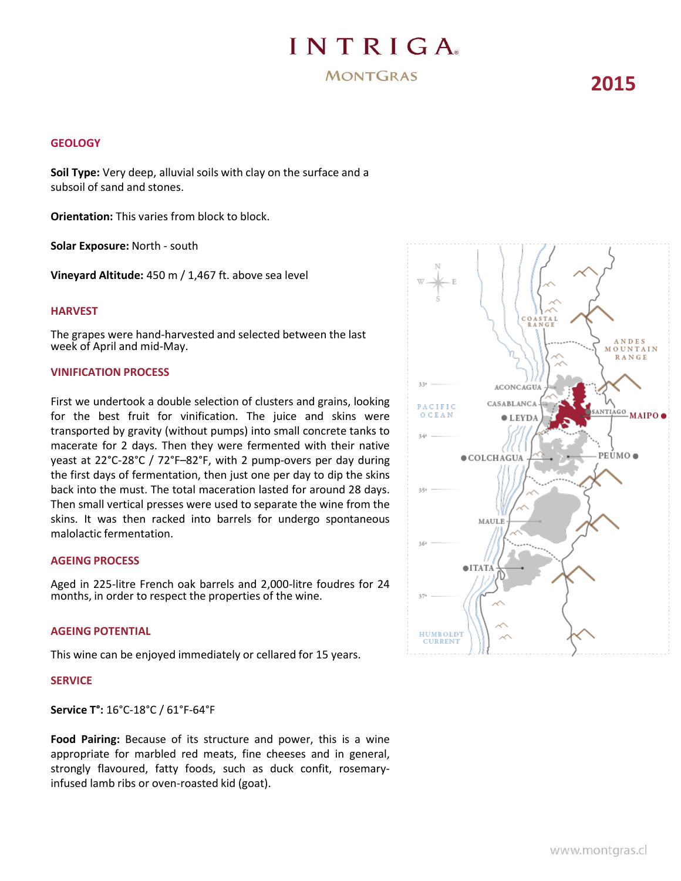# INTRIGA

MONTGRAS

2015

## GEOLOGY

**Soil Type:** Very deep, alluvial soils with clay on the surface and a subsoil of sand and stones.

**Orientation:** This varies from block to block.

**Solar Exposure:** North - south

**Vineyard Altitude:** 450 m / 1,467 ft. above sea level

## HARVEST

The grapes were hand-harvested and selected between the last week of April and mid-May.

## VINIFICATION PROCESS

First we undertook a double selection of clusters and grains, looking for the best fruit for vinification. The juice and skins were transported by gravity (without pumps) into small concrete tanks to macerate for 2 days. Then they were fermented with their native yeast at 22°C-28°C / 72°F–82°F, with 2 pump-overs per day during the first days of fermentation, then just one per day to dip the skins back into the must. The total maceration lasted for around 28 days. Then small vertical presses were used to separate the wine from the skins. It was then racked into barrels for undergo spontaneous malolactic fermentation.

## AGEING PROCESS

Aged in 225-litre French oak barrels and 2,000-litre foudres for 24 months, in order to respect the properties of the wine.

## AGEING POTENTIAL

This wine can be enjoyed immediately or cellared for 15 years.

## SERVICE

**Service T°:** 16°C-18°C / 61°F-64°F

**Food Pairing:** Because of its structure and power, this is a wine appropriate for marbled red meats, fine cheeses and in general, strongly flavoured, fatty foods, such as duck confit, rosemary-infused lamb ribs or oven-roasted kid (goat).

N
W E
S
COASTAL RANGE
ANDES MOUNTAIN RANGE
33°
ACONCAGUA
PACIFIC OCEAN
CASABLANCA
LEYDA
SANTIAGO
MAIPO
34°
COLCHAGUA
PEUMO
35°
MAULE
36°
ITATA
37°
HUMBOLDT CURRENT

www.montgras.cl